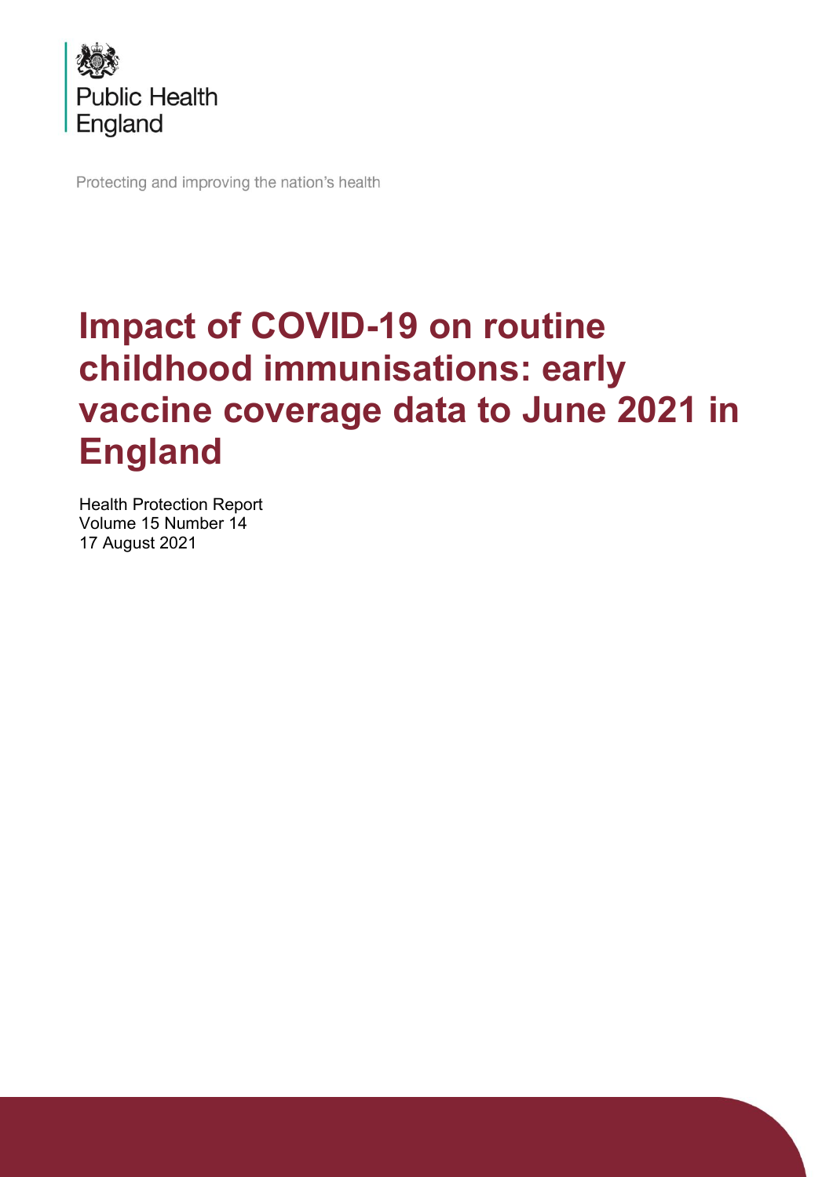Public Health England

Protecting and improving the nation's health

# Impact of COVID-19 on routine childhood immunisations: early vaccine coverage data to June 2021 in England

Health Protection Report
Volume 15 Number 14
17 August 2021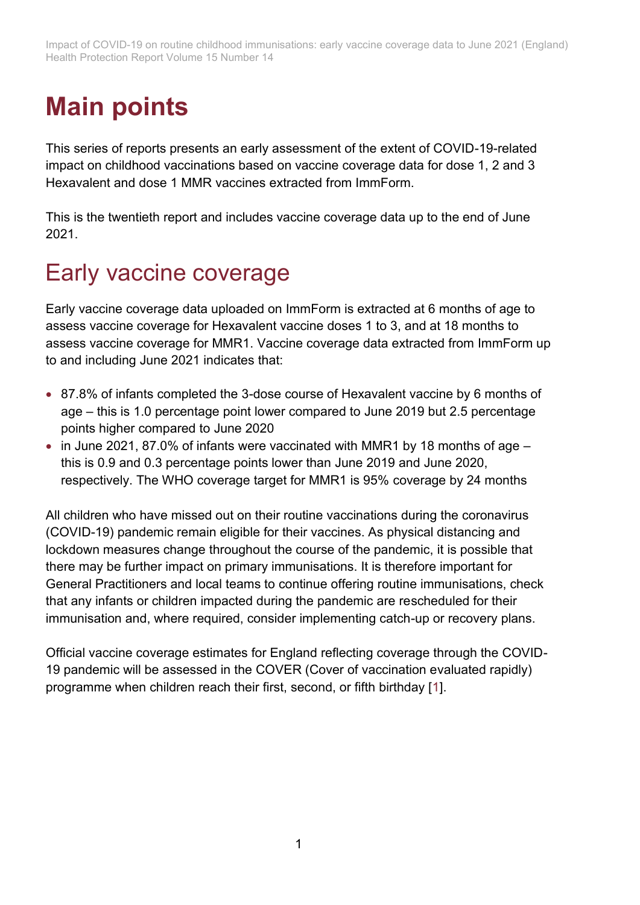# Main points

This series of reports presents an early assessment of the extent of COVID-19-related impact on childhood vaccinations based on vaccine coverage data for dose 1, 2 and 3 Hexavalent and dose 1 MMR vaccines extracted from ImmForm.

This is the twentieth report and includes vaccine coverage data up to the end of June 2021.

## Early vaccine coverage

Early vaccine coverage data uploaded on ImmForm is extracted at 6 months of age to assess vaccine coverage for Hexavalent vaccine doses 1 to 3, and at 18 months to assess vaccine coverage for MMR1. Vaccine coverage data extracted from ImmForm up to and including June 2021 indicates that:

- 87.8% of infants completed the 3-dose course of Hexavalent vaccine by 6 months of age – this is 1.0 percentage point lower compared to June 2019 but 2.5 percentage points higher compared to June 2020
- in June 2021, 87.0% of infants were vaccinated with MMR1 by 18 months of age – this is 0.9 and 0.3 percentage points lower than June 2019 and June 2020, respectively. The WHO coverage target for MMR1 is 95% coverage by 24 months

All children who have missed out on their routine vaccinations during the coronavirus (COVID-19) pandemic remain eligible for their vaccines. As physical distancing and lockdown measures change throughout the course of the pandemic, it is possible that there may be further impact on primary immunisations. It is therefore important for General Practitioners and local teams to continue offering routine immunisations, check that any infants or children impacted during the pandemic are rescheduled for their immunisation and, where required, consider implementing catch-up or recovery plans.

Official vaccine coverage estimates for England reflecting coverage through the COVID-19 pandemic will be assessed in the COVER (Cover of vaccination evaluated rapidly) programme when children reach their first, second, or fifth birthday [1].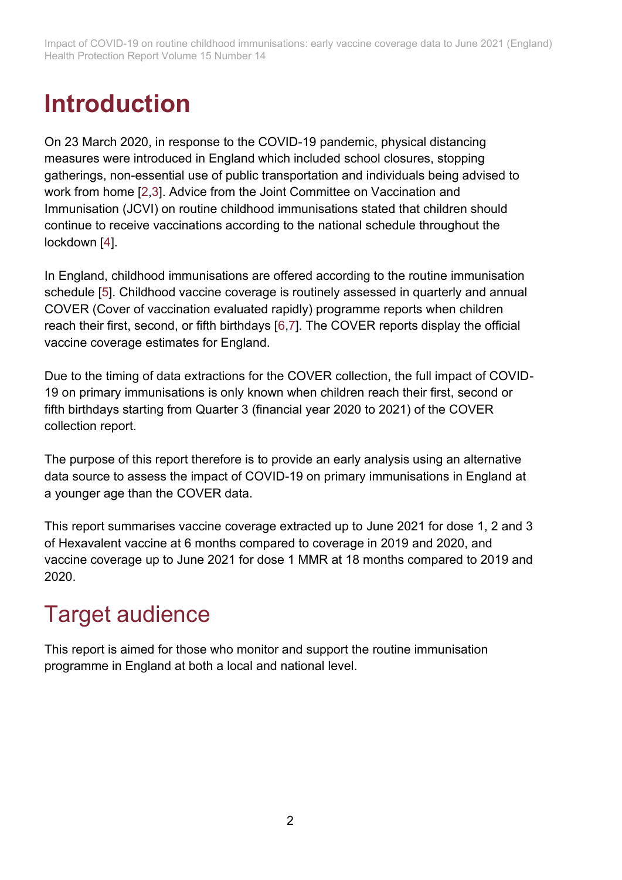# Introduction

On 23 March 2020, in response to the COVID-19 pandemic, physical distancing measures were introduced in England which included school closures, stopping gatherings, non-essential use of public transportation and individuals being advised to work from home [2,3]. Advice from the Joint Committee on Vaccination and Immunisation (JCVI) on routine childhood immunisations stated that children should continue to receive vaccinations according to the national schedule throughout the lockdown [4].

In England, childhood immunisations are offered according to the routine immunisation schedule [5]. Childhood vaccine coverage is routinely assessed in quarterly and annual COVER (Cover of vaccination evaluated rapidly) programme reports when children reach their first, second, or fifth birthdays [6,7]. The COVER reports display the official vaccine coverage estimates for England.

Due to the timing of data extractions for the COVER collection, the full impact of COVID-19 on primary immunisations is only known when children reach their first, second or fifth birthdays starting from Quarter 3 (financial year 2020 to 2021) of the COVER collection report.

The purpose of this report therefore is to provide an early analysis using an alternative data source to assess the impact of COVID-19 on primary immunisations in England at a younger age than the COVER data.

This report summarises vaccine coverage extracted up to June 2021 for dose 1, 2 and 3 of Hexavalent vaccine at 6 months compared to coverage in 2019 and 2020, and vaccine coverage up to June 2021 for dose 1 MMR at 18 months compared to 2019 and 2020.

## Target audience

This report is aimed for those who monitor and support the routine immunisation programme in England at both a local and national level.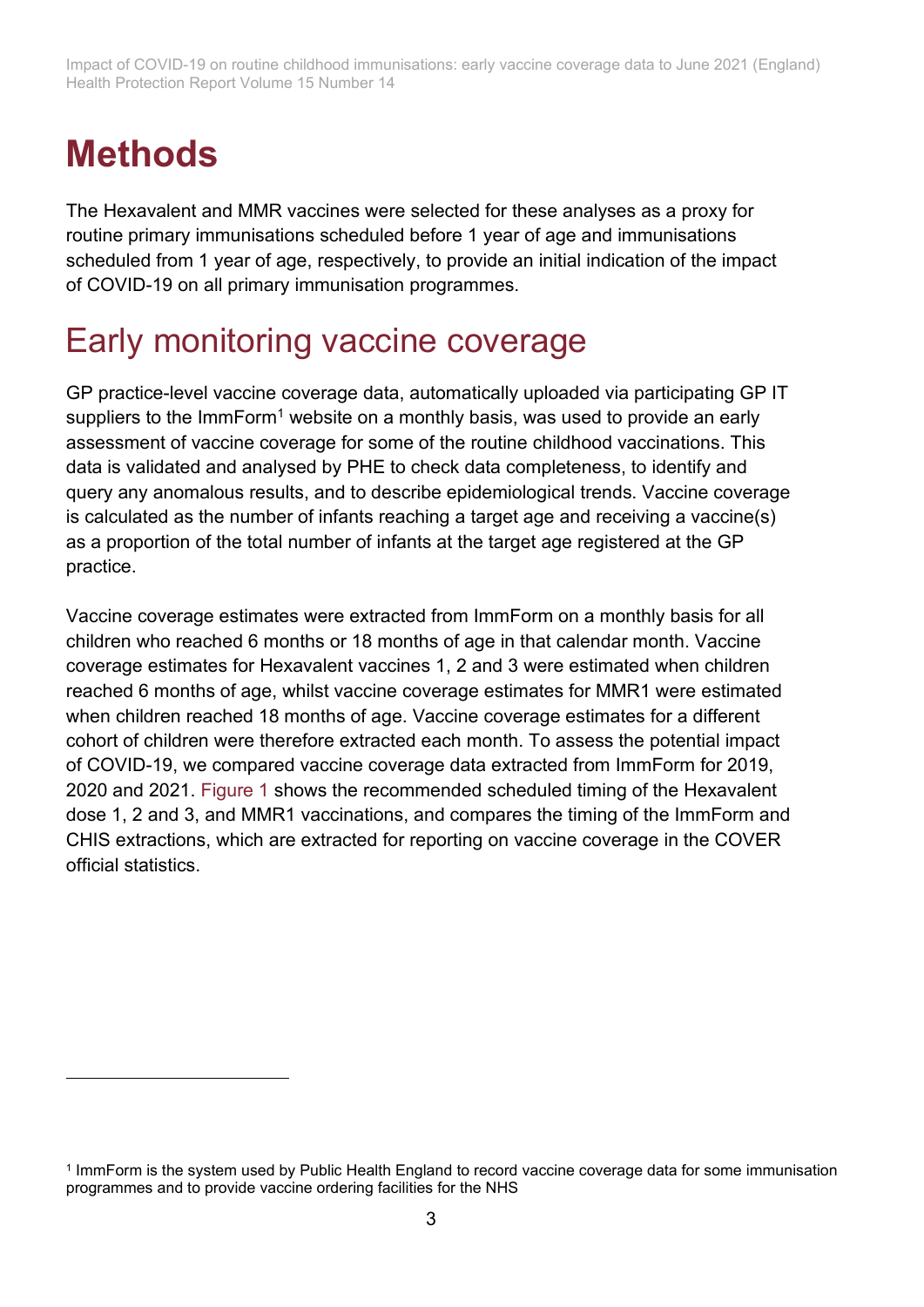# Methods

The Hexavalent and MMR vaccines were selected for these analyses as a proxy for routine primary immunisations scheduled before 1 year of age and immunisations scheduled from 1 year of age, respectively, to provide an initial indication of the impact of COVID-19 on all primary immunisation programmes.

## Early monitoring vaccine coverage

GP practice-level vaccine coverage data, automatically uploaded via participating GP IT suppliers to the ImmForm[1] website on a monthly basis, was used to provide an early assessment of vaccine coverage for some of the routine childhood vaccinations. This data is validated and analysed by PHE to check data completeness, to identify and query any anomalous results, and to describe epidemiological trends. Vaccine coverage is calculated as the number of infants reaching a target age and receiving a vaccine(s) as a proportion of the total number of infants at the target age registered at the GP practice.

Vaccine coverage estimates were extracted from ImmForm on a monthly basis for all children who reached 6 months or 18 months of age in that calendar month. Vaccine coverage estimates for Hexavalent vaccines 1, 2 and 3 were estimated when children reached 6 months of age, whilst vaccine coverage estimates for MMR1 were estimated when children reached 18 months of age. Vaccine coverage estimates for a different cohort of children were therefore extracted each month. To assess the potential impact of COVID-19, we compared vaccine coverage data extracted from ImmForm for 2019, 2020 and 2021. Figure 1 shows the recommended scheduled timing of the Hexavalent dose 1, 2 and 3, and MMR1 vaccinations, and compares the timing of the ImmForm and CHIS extractions, which are extracted for reporting on vaccine coverage in the COVER official statistics.

---

[1] ImmForm is the system used by Public Health England to record vaccine coverage data for some immunisation programmes and to provide vaccine ordering facilities for the NHS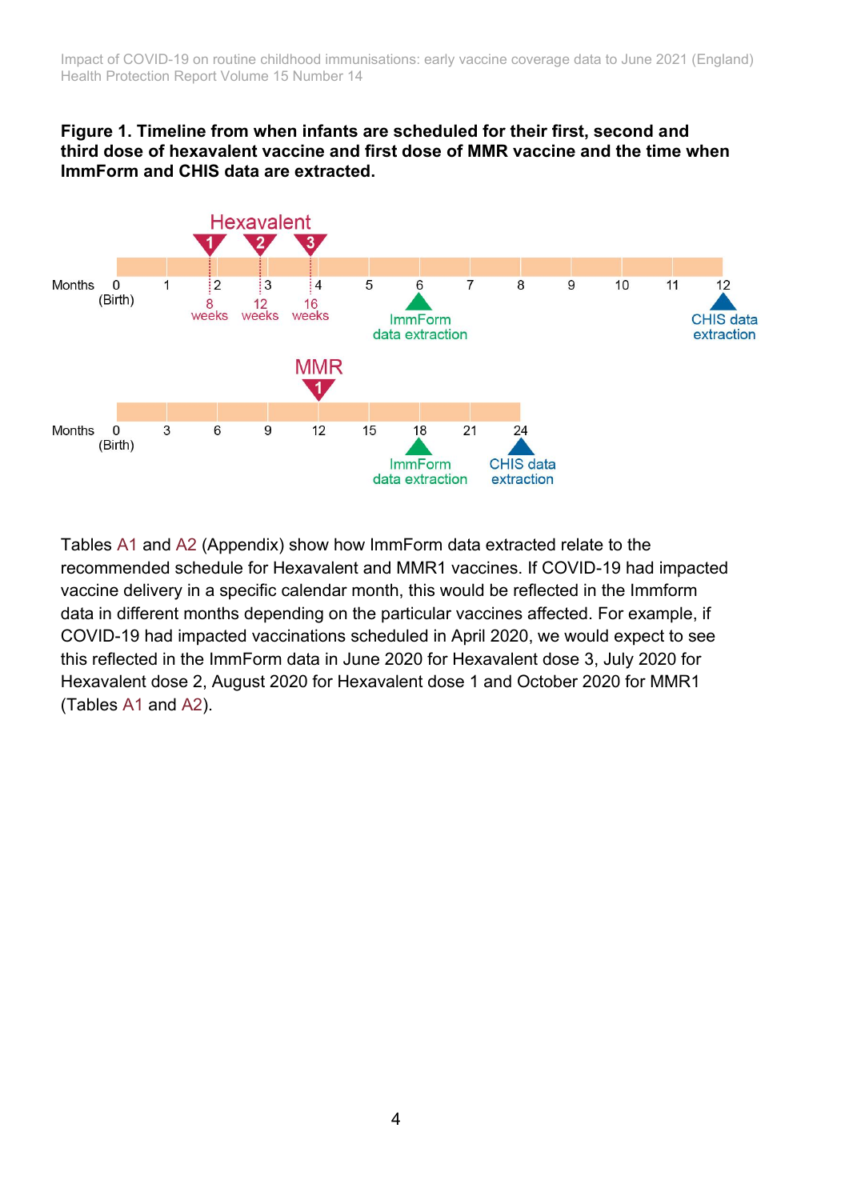**Figure 1. Timeline from when infants are scheduled for their first, second and third dose of hexavalent vaccine and first dose of MMR vaccine and the time when ImmForm and CHIS data are extracted.**

Tables A1 and A2 (Appendix) show how ImmForm data extracted relate to the recommended schedule for Hexavalent and MMR1 vaccines. If COVID-19 had impacted vaccine delivery in a specific calendar month, this would be reflected in the Immform data in different months depending on the particular vaccines affected. For example, if COVID-19 had impacted vaccinations scheduled in April 2020, we would expect to see this reflected in the ImmForm data in June 2020 for Hexavalent dose 3, July 2020 for Hexavalent dose 2, August 2020 for Hexavalent dose 1 and October 2020 for MMR1 (Tables A1 and A2).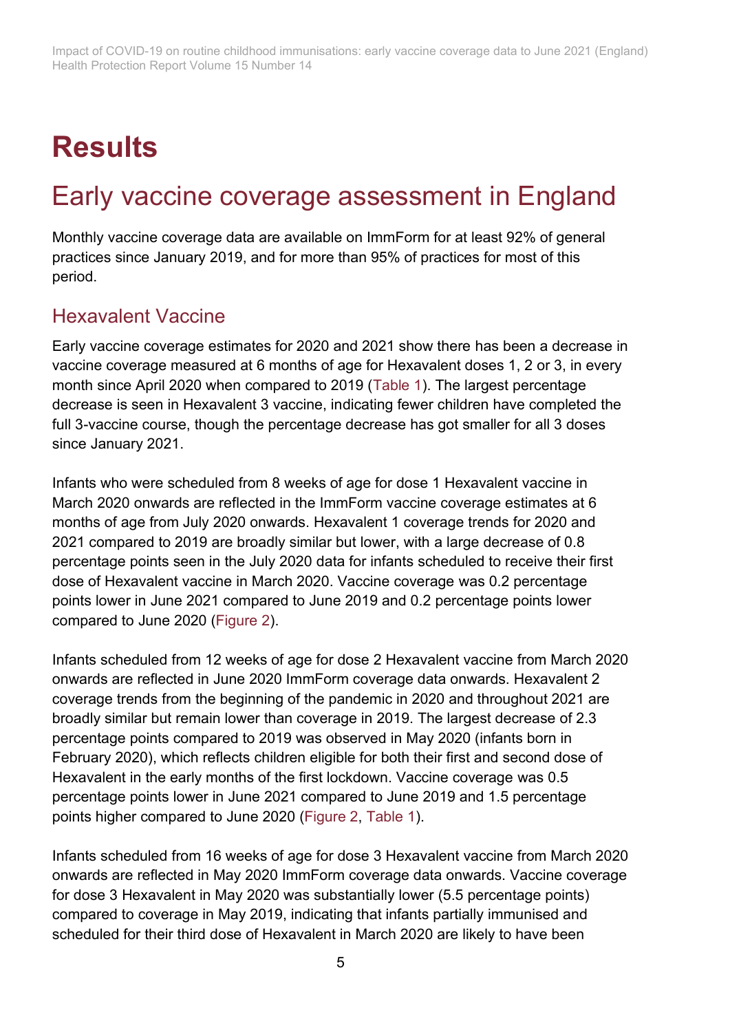# Results

## Early vaccine coverage assessment in England

Monthly vaccine coverage data are available on ImmForm for at least 92% of general practices since January 2019, and for more than 95% of practices for most of this period.

### Hexavalent Vaccine

Early vaccine coverage estimates for 2020 and 2021 show there has been a decrease in vaccine coverage measured at 6 months of age for Hexavalent doses 1, 2 or 3, in every month since April 2020 when compared to 2019 (Table 1). The largest percentage decrease is seen in Hexavalent 3 vaccine, indicating fewer children have completed the full 3-vaccine course, though the percentage decrease has got smaller for all 3 doses since January 2021.

Infants who were scheduled from 8 weeks of age for dose 1 Hexavalent vaccine in March 2020 onwards are reflected in the ImmForm vaccine coverage estimates at 6 months of age from July 2020 onwards. Hexavalent 1 coverage trends for 2020 and 2021 compared to 2019 are broadly similar but lower, with a large decrease of 0.8 percentage points seen in the July 2020 data for infants scheduled to receive their first dose of Hexavalent vaccine in March 2020. Vaccine coverage was 0.2 percentage points lower in June 2021 compared to June 2019 and 0.2 percentage points lower compared to June 2020 (Figure 2).

Infants scheduled from 12 weeks of age for dose 2 Hexavalent vaccine from March 2020 onwards are reflected in June 2020 ImmForm coverage data onwards. Hexavalent 2 coverage trends from the beginning of the pandemic in 2020 and throughout 2021 are broadly similar but remain lower than coverage in 2019. The largest decrease of 2.3 percentage points compared to 2019 was observed in May 2020 (infants born in February 2020), which reflects children eligible for both their first and second dose of Hexavalent in the early months of the first lockdown. Vaccine coverage was 0.5 percentage points lower in June 2021 compared to June 2019 and 1.5 percentage points higher compared to June 2020 (Figure 2, Table 1).

Infants scheduled from 16 weeks of age for dose 3 Hexavalent vaccine from March 2020 onwards are reflected in May 2020 ImmForm coverage data onwards. Vaccine coverage for dose 3 Hexavalent in May 2020 was substantially lower (5.5 percentage points) compared to coverage in May 2019, indicating that infants partially immunised and scheduled for their third dose of Hexavalent in March 2020 are likely to have been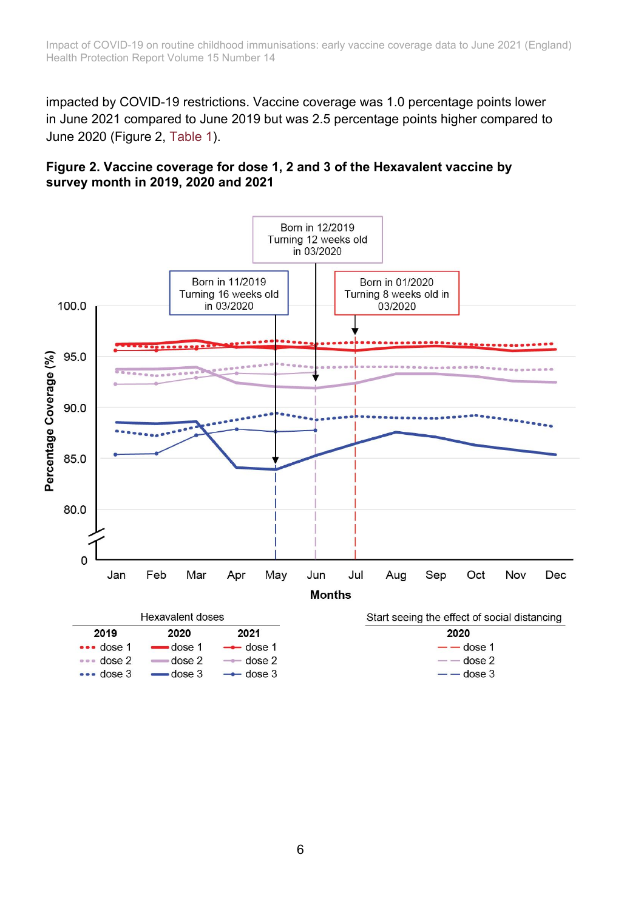impacted by COVID-19 restrictions. Vaccine coverage was 1.0 percentage points lower in June 2021 compared to June 2019 but was 2.5 percentage points higher compared to June 2020 (Figure 2, Table 1).

**Figure 2. Vaccine coverage for dose 1, 2 and 3 of the Hexavalent vaccine by survey month in 2019, 2020 and 2021**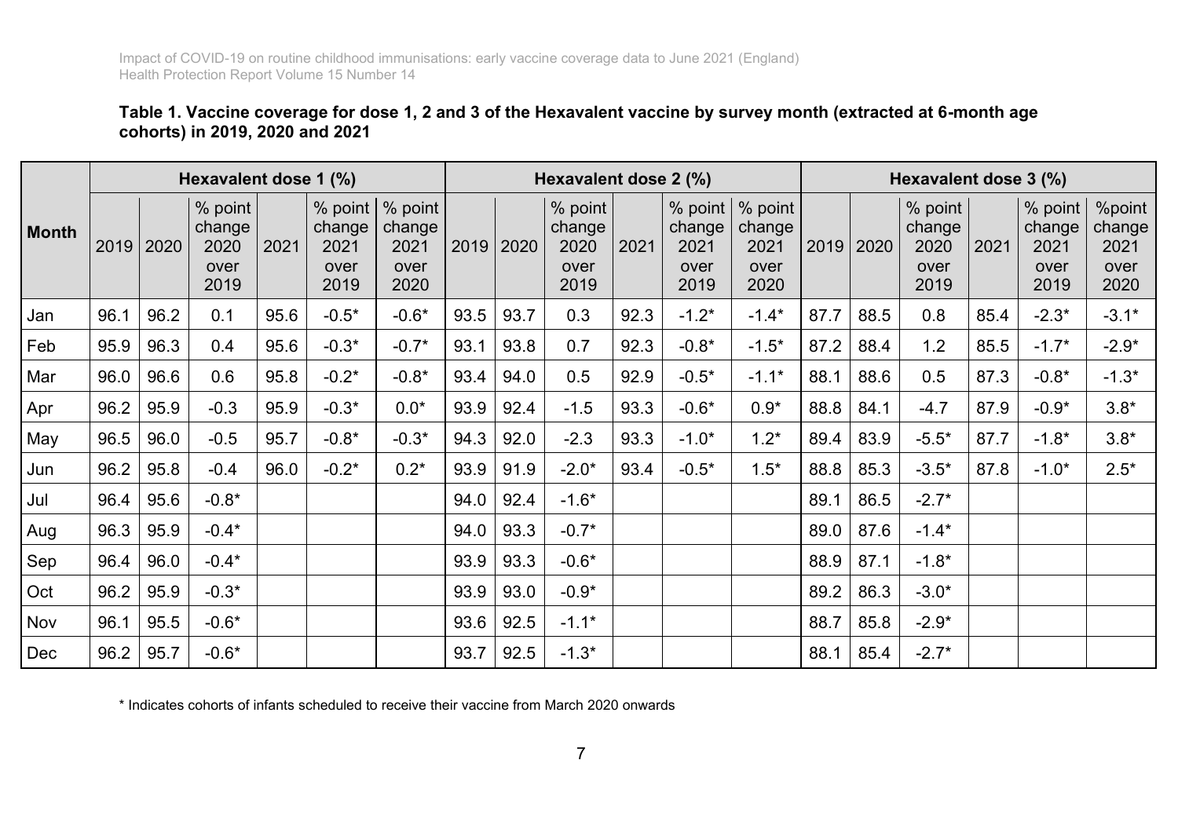**Table 1. Vaccine coverage for dose 1, 2 and 3 of the Hexavalent vaccine by survey month (extracted at 6-month age cohorts) in 2019, 2020 and 2021**

| Month | Hexavalent dose 1 (%) | | | | | | Hexavalent dose 2 (%) | | | | | | Hexavalent dose 3 (%) | | | | | |
|---|---|---|---|---|---|---|---|---|---|---|---|---|---|---|---|---|---|---|
| | 2019 | 2020 | % point change 2020 over 2019 | 2021 | % point change 2021 over 2019 | % point change 2021 over 2020 | 2019 | 2020 | % point change 2020 over 2019 | 2021 | % point change 2021 over 2019 | % point change 2021 over 2020 | 2019 | 2020 | % point change 2020 over 2019 | 2021 | % point change 2021 over 2019 | %point change 2021 over 2020 |
| Jan | 96.1 | 96.2 | 0.1 | 95.6 | -0.5* | -0.6* | 93.5 | 93.7 | 0.3 | 92.3 | -1.2* | -1.4* | 87.7 | 88.5 | 0.8 | 85.4 | -2.3* | -3.1* |
| Feb | 95.9 | 96.3 | 0.4 | 95.6 | -0.3* | -0.7* | 93.1 | 93.8 | 0.7 | 92.3 | -0.8* | -1.5* | 87.2 | 88.4 | 1.2 | 85.5 | -1.7* | -2.9* |
| Mar | 96.0 | 96.6 | 0.6 | 95.8 | -0.2* | -0.8* | 93.4 | 94.0 | 0.5 | 92.9 | -0.5* | -1.1* | 88.1 | 88.6 | 0.5 | 87.3 | -0.8* | -1.3* |
| Apr | 96.2 | 95.9 | -0.3 | 95.9 | -0.3* | 0.0* | 93.9 | 92.4 | -1.5 | 93.3 | -0.6* | 0.9* | 88.8 | 84.1 | -4.7 | 87.9 | -0.9* | 3.8* |
| May | 96.5 | 96.0 | -0.5 | 95.7 | -0.8* | -0.3* | 94.3 | 92.0 | -2.3 | 93.3 | -1.0* | 1.2* | 89.4 | 83.9 | -5.5* | 87.7 | -1.8* | 3.8* |
| Jun | 96.2 | 95.8 | -0.4 | 96.0 | -0.2* | 0.2* | 93.9 | 91.9 | -2.0* | 93.4 | -0.5* | 1.5* | 88.8 | 85.3 | -3.5* | 87.8 | -1.0* | 2.5* |
| Jul | 96.4 | 95.6 | -0.8* | | | | 94.0 | 92.4 | -1.6* | | | | 89.1 | 86.5 | -2.7* | | | |
| Aug | 96.3 | 95.9 | -0.4* | | | | 94.0 | 93.3 | -0.7* | | | | 89.0 | 87.6 | -1.4* | | | |
| Sep | 96.4 | 96.0 | -0.4* | | | | 93.9 | 93.3 | -0.6* | | | | 88.9 | 87.1 | -1.8* | | | |
| Oct | 96.2 | 95.9 | -0.3* | | | | 93.9 | 93.0 | -0.9* | | | | 89.2 | 86.3 | -3.0* | | | |
| Nov | 96.1 | 95.5 | -0.6* | | | | 93.6 | 92.5 | -1.1* | | | | 88.7 | 85.8 | -2.9* | | | |
| Dec | 96.2 | 95.7 | -0.6* | | | | 93.7 | 92.5 | -1.3* | | | | 88.1 | 85.4 | -2.7* | | | |

* Indicates cohorts of infants scheduled to receive their vaccine from March 2020 onwards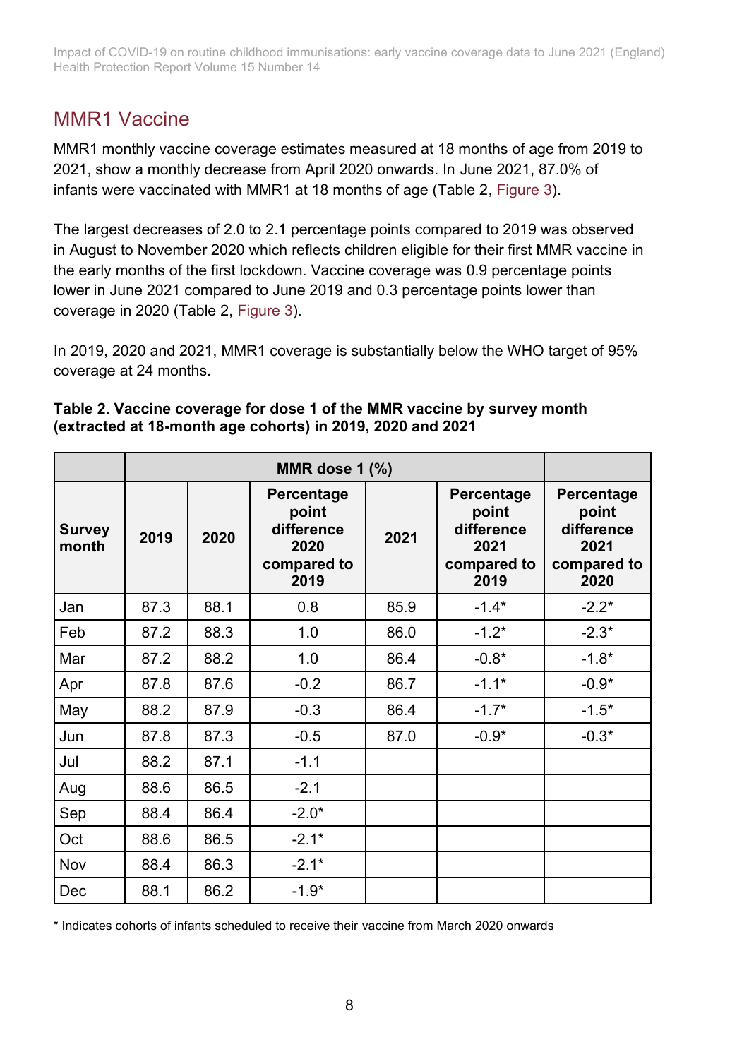## MMR1 Vaccine

MMR1 monthly vaccine coverage estimates measured at 18 months of age from 2019 to 2021, show a monthly decrease from April 2020 onwards. In June 2021, 87.0% of infants were vaccinated with MMR1 at 18 months of age (Table 2, Figure 3).

The largest decreases of 2.0 to 2.1 percentage points compared to 2019 was observed in August to November 2020 which reflects children eligible for their first MMR vaccine in the early months of the first lockdown. Vaccine coverage was 0.9 percentage points lower in June 2021 compared to June 2019 and 0.3 percentage points lower than coverage in 2020 (Table 2, Figure 3).

In 2019, 2020 and 2021, MMR1 coverage is substantially below the WHO target of 95% coverage at 24 months.

**Table 2. Vaccine coverage for dose 1 of the MMR vaccine by survey month (extracted at 18-month age cohorts) in 2019, 2020 and 2021**

| | MMR dose 1 (%) | | | | | |
|---|---|---|---|---|---|---|
| **Survey month** | **2019** | **2020** | **Percentage point difference 2020 compared to 2019** | **2021** | **Percentage point difference 2021 compared to 2019** | **Percentage point difference 2021 compared to 2020** |
| Jan | 87.3 | 88.1 | 0.8 | 85.9 | -1.4* | -2.2* |
| Feb | 87.2 | 88.3 | 1.0 | 86.0 | -1.2* | -2.3* |
| Mar | 87.2 | 88.2 | 1.0 | 86.4 | -0.8* | -1.8* |
| Apr | 87.8 | 87.6 | -0.2 | 86.7 | -1.1* | -0.9* |
| May | 88.2 | 87.9 | -0.3 | 86.4 | -1.7* | -1.5* |
| Jun | 87.8 | 87.3 | -0.5 | 87.0 | -0.9* | -0.3* |
| Jul | 88.2 | 87.1 | -1.1 | | | |
| Aug | 88.6 | 86.5 | -2.1 | | | |
| Sep | 88.4 | 86.4 | -2.0* | | | |
| Oct | 88.6 | 86.5 | -2.1* | | | |
| Nov | 88.4 | 86.3 | -2.1* | | | |
| Dec | 88.1 | 86.2 | -1.9* | | | |

\* Indicates cohorts of infants scheduled to receive their vaccine from March 2020 onwards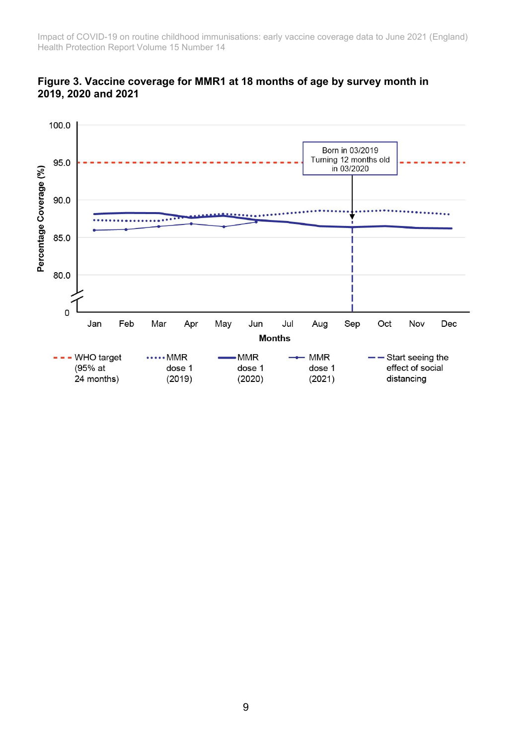**Figure 3. Vaccine coverage for MMR1 at 18 months of age by survey month in 2019, 2020 and 2021**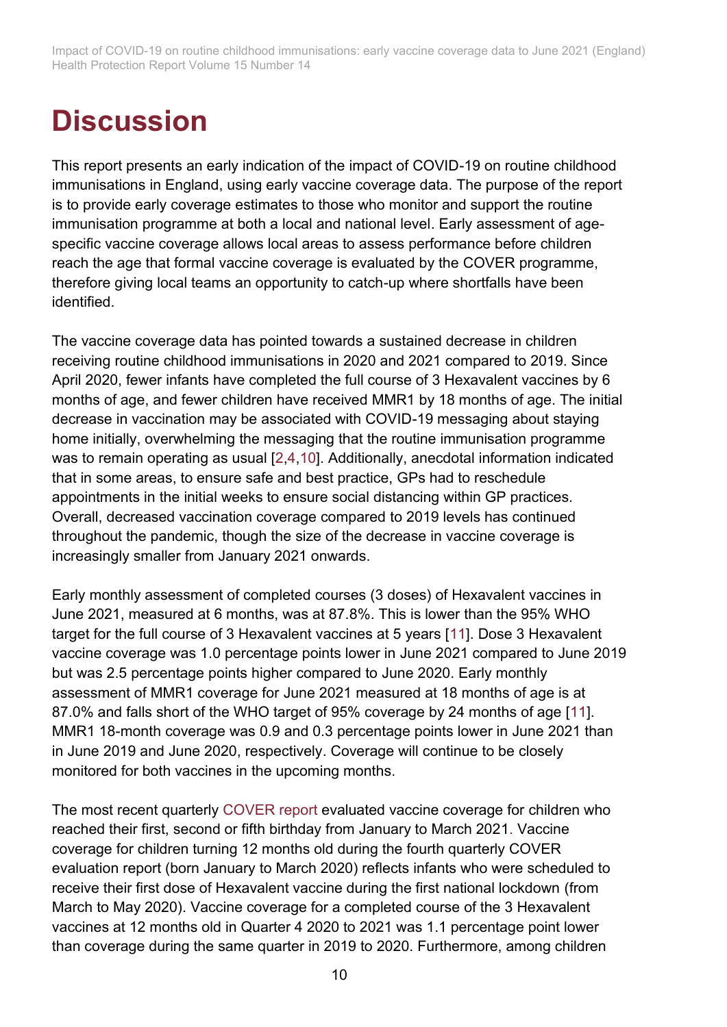# Discussion

This report presents an early indication of the impact of COVID-19 on routine childhood immunisations in England, using early vaccine coverage data. The purpose of the report is to provide early coverage estimates to those who monitor and support the routine immunisation programme at both a local and national level. Early assessment of age-specific vaccine coverage allows local areas to assess performance before children reach the age that formal vaccine coverage is evaluated by the COVER programme, therefore giving local teams an opportunity to catch-up where shortfalls have been identified.

The vaccine coverage data has pointed towards a sustained decrease in children receiving routine childhood immunisations in 2020 and 2021 compared to 2019. Since April 2020, fewer infants have completed the full course of 3 Hexavalent vaccines by 6 months of age, and fewer children have received MMR1 by 18 months of age. The initial decrease in vaccination may be associated with COVID-19 messaging about staying home initially, overwhelming the messaging that the routine immunisation programme was to remain operating as usual [2,4,10]. Additionally, anecdotal information indicated that in some areas, to ensure safe and best practice, GPs had to reschedule appointments in the initial weeks to ensure social distancing within GP practices. Overall, decreased vaccination coverage compared to 2019 levels has continued throughout the pandemic, though the size of the decrease in vaccine coverage is increasingly smaller from January 2021 onwards.

Early monthly assessment of completed courses (3 doses) of Hexavalent vaccines in June 2021, measured at 6 months, was at 87.8%. This is lower than the 95% WHO target for the full course of 3 Hexavalent vaccines at 5 years [11]. Dose 3 Hexavalent vaccine coverage was 1.0 percentage points lower in June 2021 compared to June 2019 but was 2.5 percentage points higher compared to June 2020. Early monthly assessment of MMR1 coverage for June 2021 measured at 18 months of age is at 87.0% and falls short of the WHO target of 95% coverage by 24 months of age [11]. MMR1 18-month coverage was 0.9 and 0.3 percentage points lower in June 2021 than in June 2019 and June 2020, respectively. Coverage will continue to be closely monitored for both vaccines in the upcoming months.

The most recent quarterly COVER report evaluated vaccine coverage for children who reached their first, second or fifth birthday from January to March 2021. Vaccine coverage for children turning 12 months old during the fourth quarterly COVER evaluation report (born January to March 2020) reflects infants who were scheduled to receive their first dose of Hexavalent vaccine during the first national lockdown (from March to May 2020). Vaccine coverage for a completed course of the 3 Hexavalent vaccines at 12 months old in Quarter 4 2020 to 2021 was 1.1 percentage point lower than coverage during the same quarter in 2019 to 2020. Furthermore, among children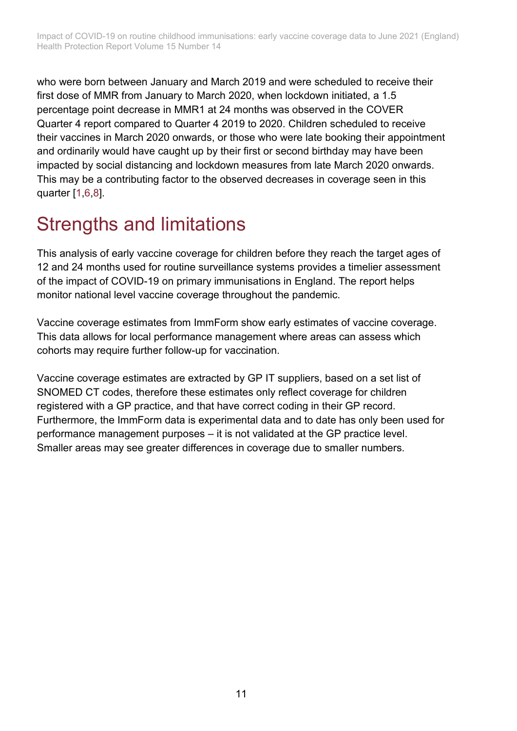who were born between January and March 2019 and were scheduled to receive their first dose of MMR from January to March 2020, when lockdown initiated, a 1.5 percentage point decrease in MMR1 at 24 months was observed in the COVER Quarter 4 report compared to Quarter 4 2019 to 2020. Children scheduled to receive their vaccines in March 2020 onwards, or those who were late booking their appointment and ordinarily would have caught up by their first or second birthday may have been impacted by social distancing and lockdown measures from late March 2020 onwards. This may be a contributing factor to the observed decreases in coverage seen in this quarter [1,6,8].

# Strengths and limitations

This analysis of early vaccine coverage for children before they reach the target ages of 12 and 24 months used for routine surveillance systems provides a timelier assessment of the impact of COVID-19 on primary immunisations in England. The report helps monitor national level vaccine coverage throughout the pandemic.

Vaccine coverage estimates from ImmForm show early estimates of vaccine coverage. This data allows for local performance management where areas can assess which cohorts may require further follow-up for vaccination.

Vaccine coverage estimates are extracted by GP IT suppliers, based on a set list of SNOMED CT codes, therefore these estimates only reflect coverage for children registered with a GP practice, and that have correct coding in their GP record. Furthermore, the ImmForm data is experimental data and to date has only been used for performance management purposes – it is not validated at the GP practice level. Smaller areas may see greater differences in coverage due to smaller numbers.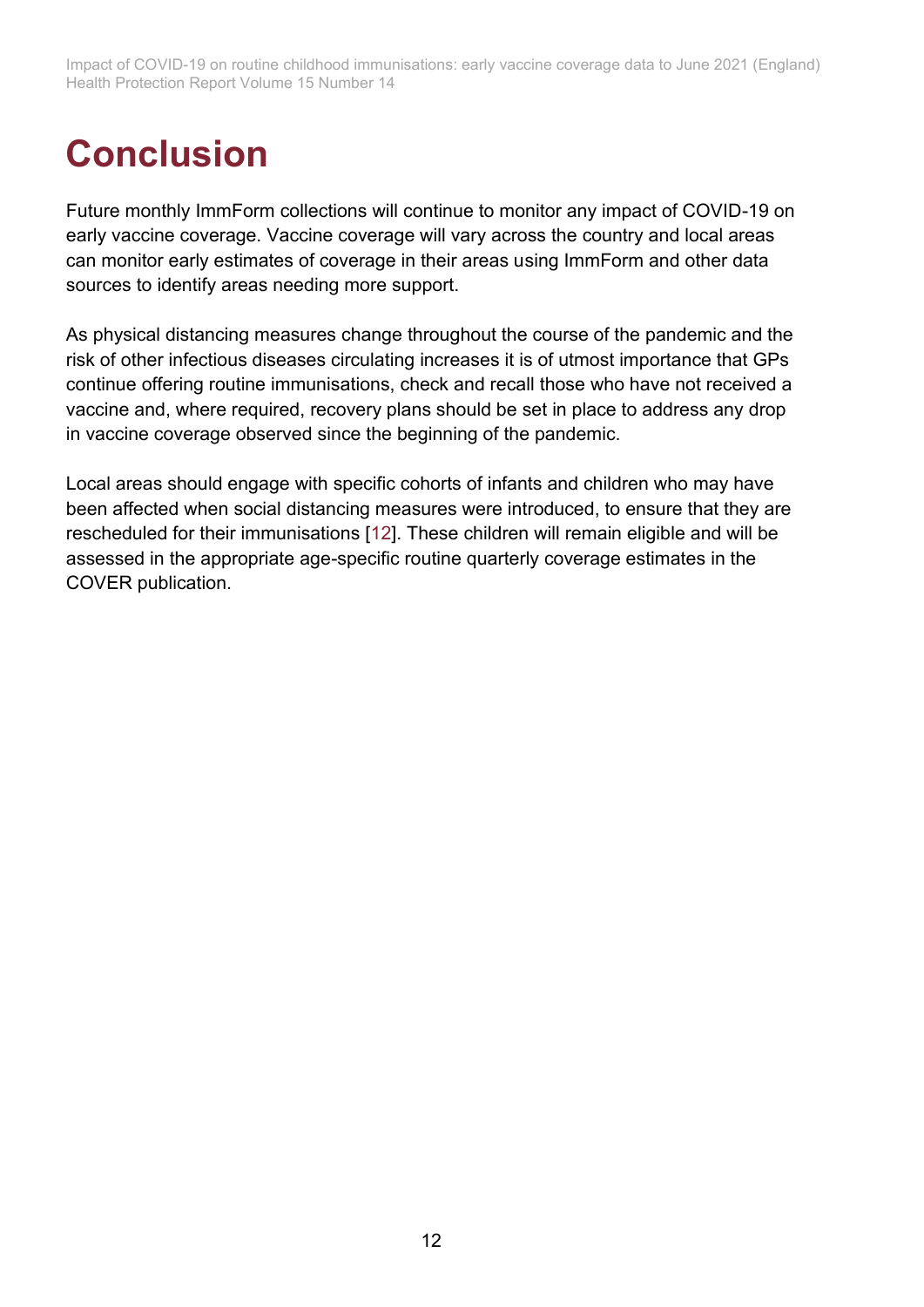# Conclusion

Future monthly ImmForm collections will continue to monitor any impact of COVID-19 on early vaccine coverage. Vaccine coverage will vary across the country and local areas can monitor early estimates of coverage in their areas using ImmForm and other data sources to identify areas needing more support.

As physical distancing measures change throughout the course of the pandemic and the risk of other infectious diseases circulating increases it is of utmost importance that GPs continue offering routine immunisations, check and recall those who have not received a vaccine and, where required, recovery plans should be set in place to address any drop in vaccine coverage observed since the beginning of the pandemic.

Local areas should engage with specific cohorts of infants and children who may have been affected when social distancing measures were introduced, to ensure that they are rescheduled for their immunisations [12]. These children will remain eligible and will be assessed in the appropriate age-specific routine quarterly coverage estimates in the COVER publication.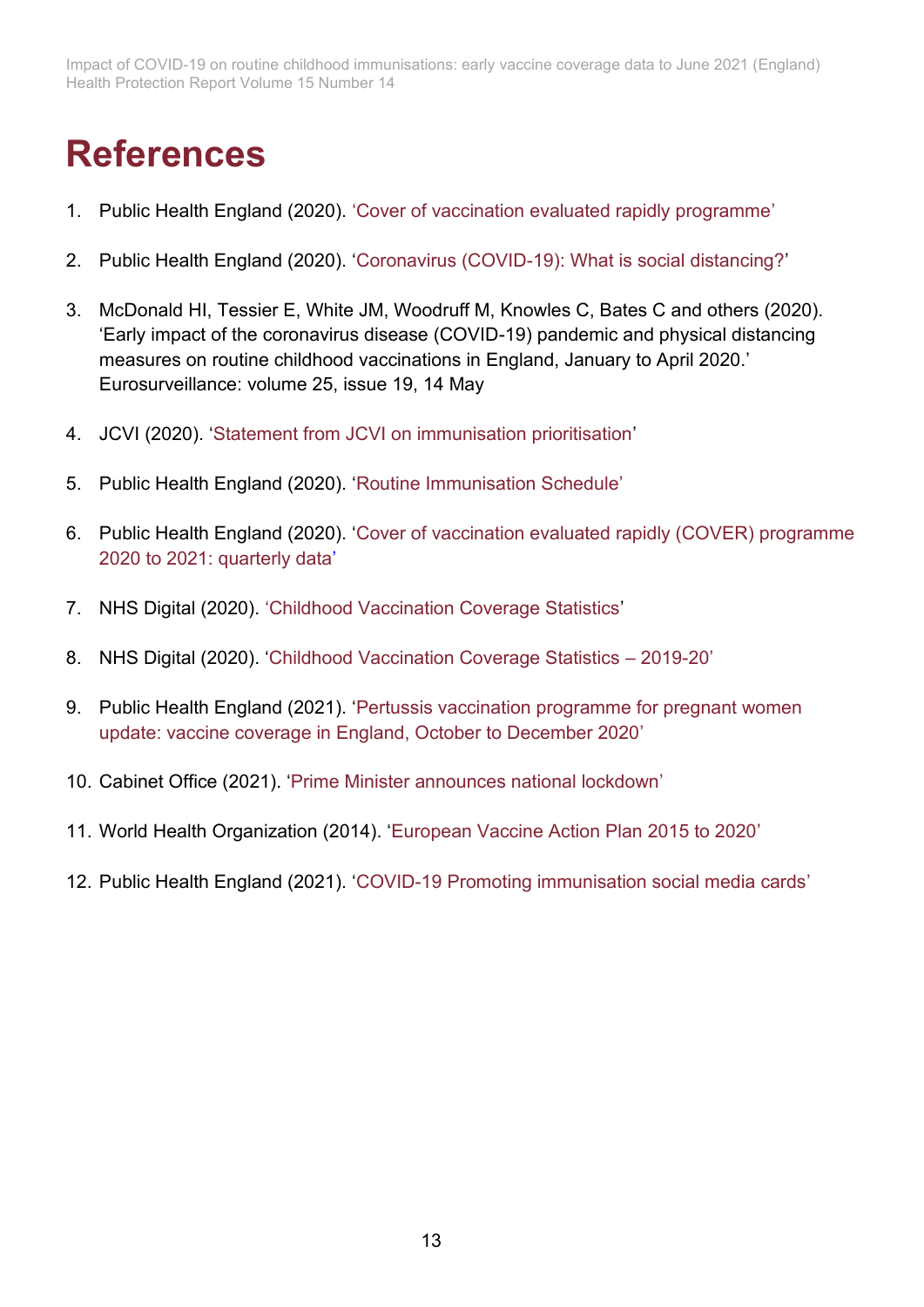# References

1. Public Health England (2020). 'Cover of vaccination evaluated rapidly programme'
2. Public Health England (2020). 'Coronavirus (COVID-19): What is social distancing?'
3. McDonald HI, Tessier E, White JM, Woodruff M, Knowles C, Bates C and others (2020). 'Early impact of the coronavirus disease (COVID-19) pandemic and physical distancing measures on routine childhood vaccinations in England, January to April 2020.' Eurosurveillance: volume 25, issue 19, 14 May
4. JCVI (2020). 'Statement from JCVI on immunisation prioritisation'
5. Public Health England (2020). 'Routine Immunisation Schedule'
6. Public Health England (2020). 'Cover of vaccination evaluated rapidly (COVER) programme 2020 to 2021: quarterly data'
7. NHS Digital (2020). 'Childhood Vaccination Coverage Statistics'
8. NHS Digital (2020). 'Childhood Vaccination Coverage Statistics – 2019-20'
9. Public Health England (2021). 'Pertussis vaccination programme for pregnant women update: vaccine coverage in England, October to December 2020'
10. Cabinet Office (2021). 'Prime Minister announces national lockdown'
11. World Health Organization (2014). 'European Vaccine Action Plan 2015 to 2020'
12. Public Health England (2021). 'COVID-19 Promoting immunisation social media cards'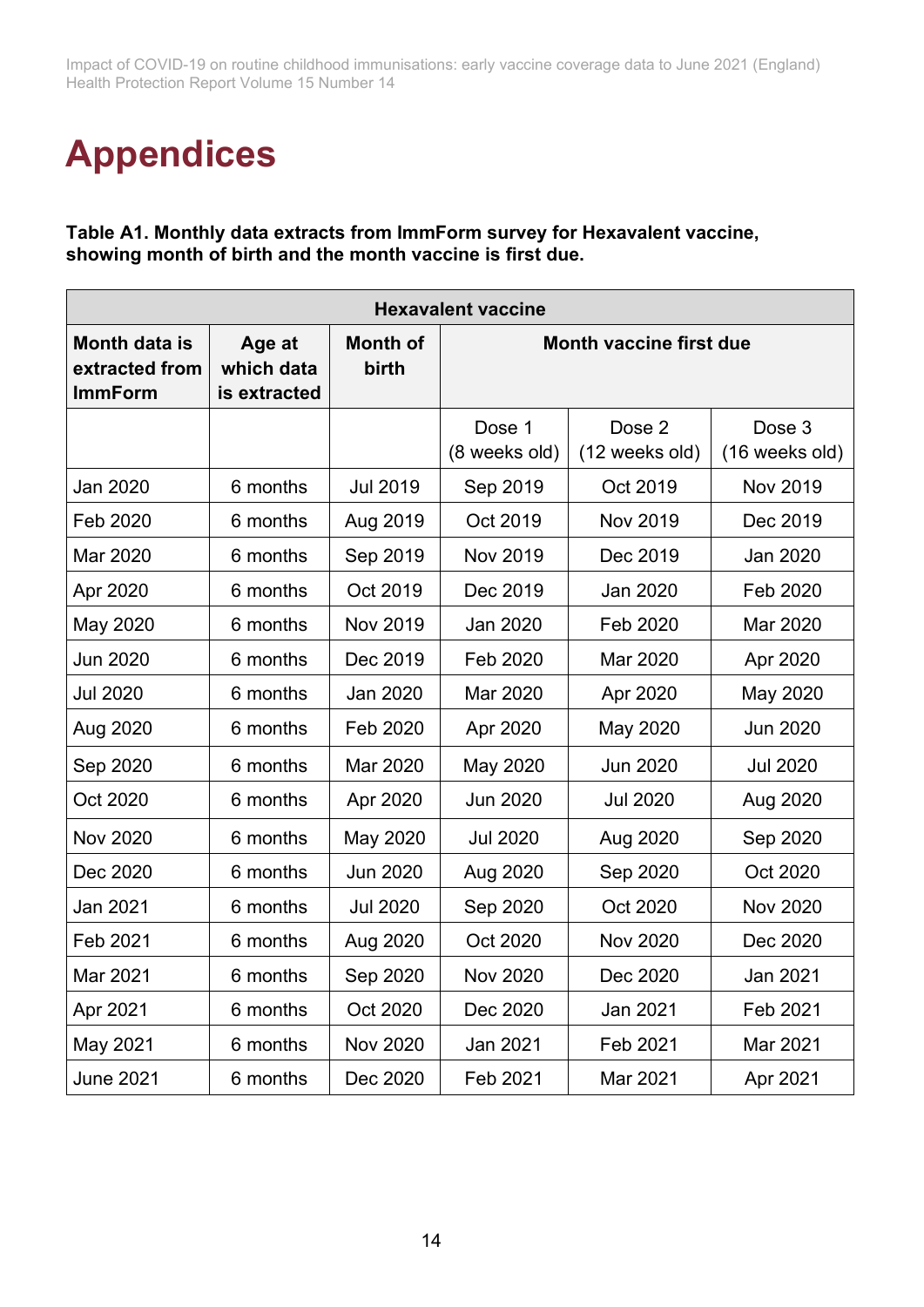# Appendices

**Table A1. Monthly data extracts from ImmForm survey for Hexavalent vaccine, showing month of birth and the month vaccine is first due.**

| Hexavalent vaccine | | | | | |
|---|---|---|---|---|---|
| **Month data is extracted from ImmForm** | **Age at which data is extracted** | **Month of birth** | **Month vaccine first due** | | |
| | | | Dose 1 (8 weeks old) | Dose 2 (12 weeks old) | Dose 3 (16 weeks old) |
| Jan 2020 | 6 months | Jul 2019 | Sep 2019 | Oct 2019 | Nov 2019 |
| Feb 2020 | 6 months | Aug 2019 | Oct 2019 | Nov 2019 | Dec 2019 |
| Mar 2020 | 6 months | Sep 2019 | Nov 2019 | Dec 2019 | Jan 2020 |
| Apr 2020 | 6 months | Oct 2019 | Dec 2019 | Jan 2020 | Feb 2020 |
| May 2020 | 6 months | Nov 2019 | Jan 2020 | Feb 2020 | Mar 2020 |
| Jun 2020 | 6 months | Dec 2019 | Feb 2020 | Mar 2020 | Apr 2020 |
| Jul 2020 | 6 months | Jan 2020 | Mar 2020 | Apr 2020 | May 2020 |
| Aug 2020 | 6 months | Feb 2020 | Apr 2020 | May 2020 | Jun 2020 |
| Sep 2020 | 6 months | Mar 2020 | May 2020 | Jun 2020 | Jul 2020 |
| Oct 2020 | 6 months | Apr 2020 | Jun 2020 | Jul 2020 | Aug 2020 |
| Nov 2020 | 6 months | May 2020 | Jul 2020 | Aug 2020 | Sep 2020 |
| Dec 2020 | 6 months | Jun 2020 | Aug 2020 | Sep 2020 | Oct 2020 |
| Jan 2021 | 6 months | Jul 2020 | Sep 2020 | Oct 2020 | Nov 2020 |
| Feb 2021 | 6 months | Aug 2020 | Oct 2020 | Nov 2020 | Dec 2020 |
| Mar 2021 | 6 months | Sep 2020 | Nov 2020 | Dec 2020 | Jan 2021 |
| Apr 2021 | 6 months | Oct 2020 | Dec 2020 | Jan 2021 | Feb 2021 |
| May 2021 | 6 months | Nov 2020 | Jan 2021 | Feb 2021 | Mar 2021 |
| June 2021 | 6 months | Dec 2020 | Feb 2021 | Mar 2021 | Apr 2021 |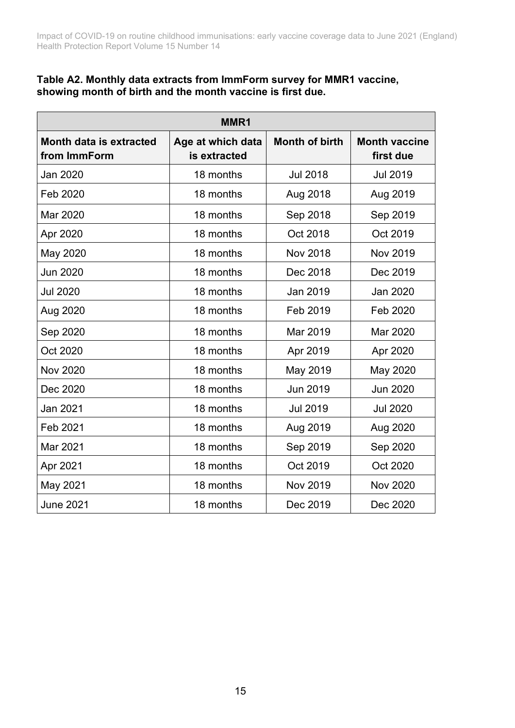**Table A2. Monthly data extracts from ImmForm survey for MMR1 vaccine, showing month of birth and the month vaccine is first due.**

| MMR1 | | | |
|---|---|---|---|
| **Month data is extracted from ImmForm** | **Age at which data is extracted** | **Month of birth** | **Month vaccine first due** |
| Jan 2020 | 18 months | Jul 2018 | Jul 2019 |
| Feb 2020 | 18 months | Aug 2018 | Aug 2019 |
| Mar 2020 | 18 months | Sep 2018 | Sep 2019 |
| Apr 2020 | 18 months | Oct 2018 | Oct 2019 |
| May 2020 | 18 months | Nov 2018 | Nov 2019 |
| Jun 2020 | 18 months | Dec 2018 | Dec 2019 |
| Jul 2020 | 18 months | Jan 2019 | Jan 2020 |
| Aug 2020 | 18 months | Feb 2019 | Feb 2020 |
| Sep 2020 | 18 months | Mar 2019 | Mar 2020 |
| Oct 2020 | 18 months | Apr 2019 | Apr 2020 |
| Nov 2020 | 18 months | May 2019 | May 2020 |
| Dec 2020 | 18 months | Jun 2019 | Jun 2020 |
| Jan 2021 | 18 months | Jul 2019 | Jul 2020 |
| Feb 2021 | 18 months | Aug 2019 | Aug 2020 |
| Mar 2021 | 18 months | Sep 2019 | Sep 2020 |
| Apr 2021 | 18 months | Oct 2019 | Oct 2020 |
| May 2021 | 18 months | Nov 2019 | Nov 2020 |
| June 2021 | 18 months | Dec 2019 | Dec 2020 |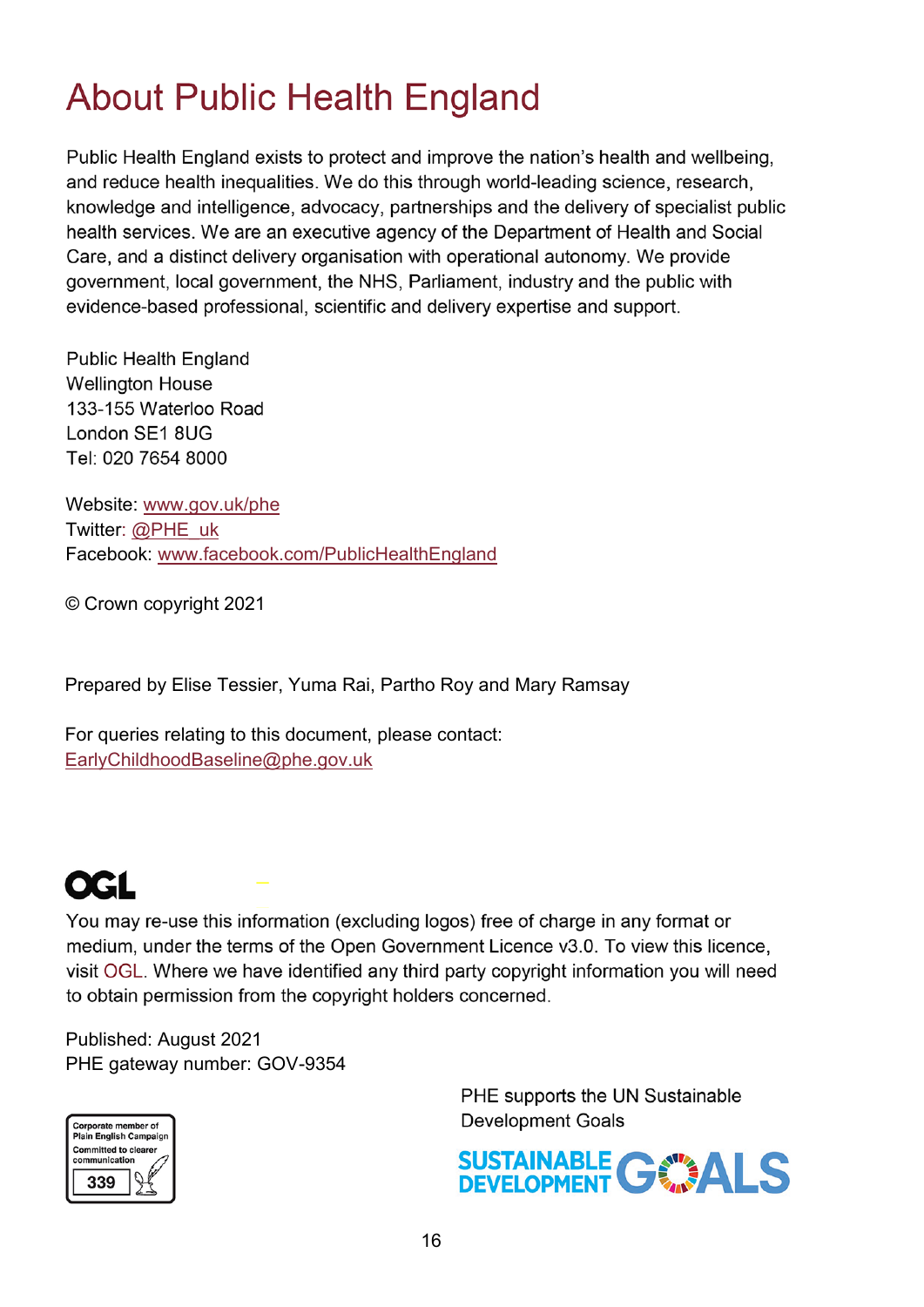# About Public Health England

Public Health England exists to protect and improve the nation's health and wellbeing, and reduce health inequalities. We do this through world-leading science, research, knowledge and intelligence, advocacy, partnerships and the delivery of specialist public health services. We are an executive agency of the Department of Health and Social Care, and a distinct delivery organisation with operational autonomy. We provide government, local government, the NHS, Parliament, industry and the public with evidence-based professional, scientific and delivery expertise and support.

Public Health England
Wellington House
133-155 Waterloo Road
London SE1 8UG
Tel: 020 7654 8000

Website: www.gov.uk/phe
Twitter: @PHE_uk
Facebook: www.facebook.com/PublicHealthEngland

© Crown copyright 2021

Prepared by Elise Tessier, Yuma Rai, Partho Roy and Mary Ramsay

For queries relating to this document, please contact:
EarlyChildhoodBaseline@phe.gov.uk

OGL

You may re-use this information (excluding logos) free of charge in any format or medium, under the terms of the Open Government Licence v3.0. To view this licence, visit OGL. Where we have identified any third party copyright information you will need to obtain permission from the copyright holders concerned.

Published: August 2021
PHE gateway number: GOV-9354

Corporate member of Plain English Campaign
Committed to clearer communication
339

PHE supports the UN Sustainable Development Goals

SUSTAINABLE DEVELOPMENT GOALS